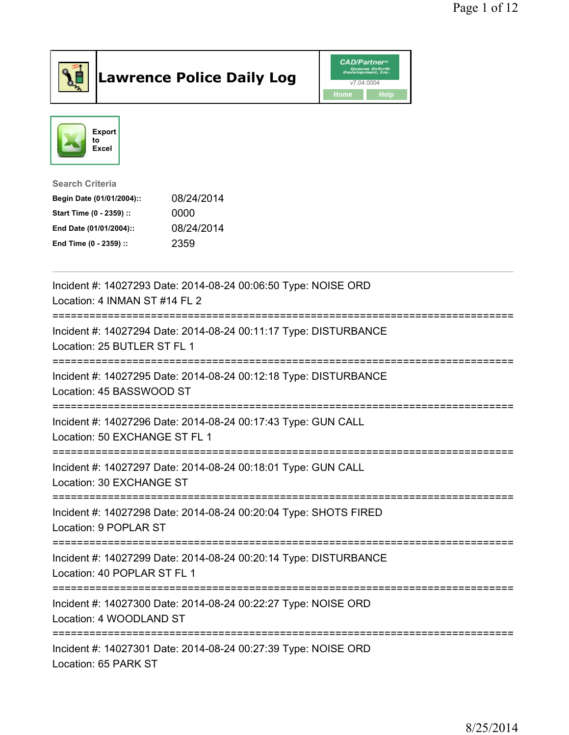# Lawrence Police Daily Log

CAD/Partner
v7.04.0004
Home Help

Export to Excel

**Search Criteria**

| | |
|---|---|
| **Begin Date (01/01/2004)::** | 08/24/2014 |
| **Start Time (0 - 2359) ::** | 0000 |
| **End Date (01/01/2004)::** | 08/24/2014 |
| **End Time (0 - 2359) ::** | 2359 |

---

Incident #: 14027293 Date: 2014-08-24 00:06:50 Type: NOISE ORD
Location: 4 INMAN ST #14 FL 2

===========================================================================

Incident #: 14027294 Date: 2014-08-24 00:11:17 Type: DISTURBANCE
Location: 25 BUTLER ST FL 1

===========================================================================

Incident #: 14027295 Date: 2014-08-24 00:12:18 Type: DISTURBANCE
Location: 45 BASSWOOD ST

===========================================================================

Incident #: 14027296 Date: 2014-08-24 00:17:43 Type: GUN CALL
Location: 50 EXCHANGE ST FL 1

===========================================================================

Incident #: 14027297 Date: 2014-08-24 00:18:01 Type: GUN CALL
Location: 30 EXCHANGE ST

===========================================================================

Incident #: 14027298 Date: 2014-08-24 00:20:04 Type: SHOTS FIRED
Location: 9 POPLAR ST

===========================================================================

Incident #: 14027299 Date: 2014-08-24 00:20:14 Type: DISTURBANCE
Location: 40 POPLAR ST FL 1

===========================================================================

Incident #: 14027300 Date: 2014-08-24 00:22:27 Type: NOISE ORD
Location: 4 WOODLAND ST

===========================================================================

Incident #: 14027301 Date: 2014-08-24 00:27:39 Type: NOISE ORD
Location: 65 PARK ST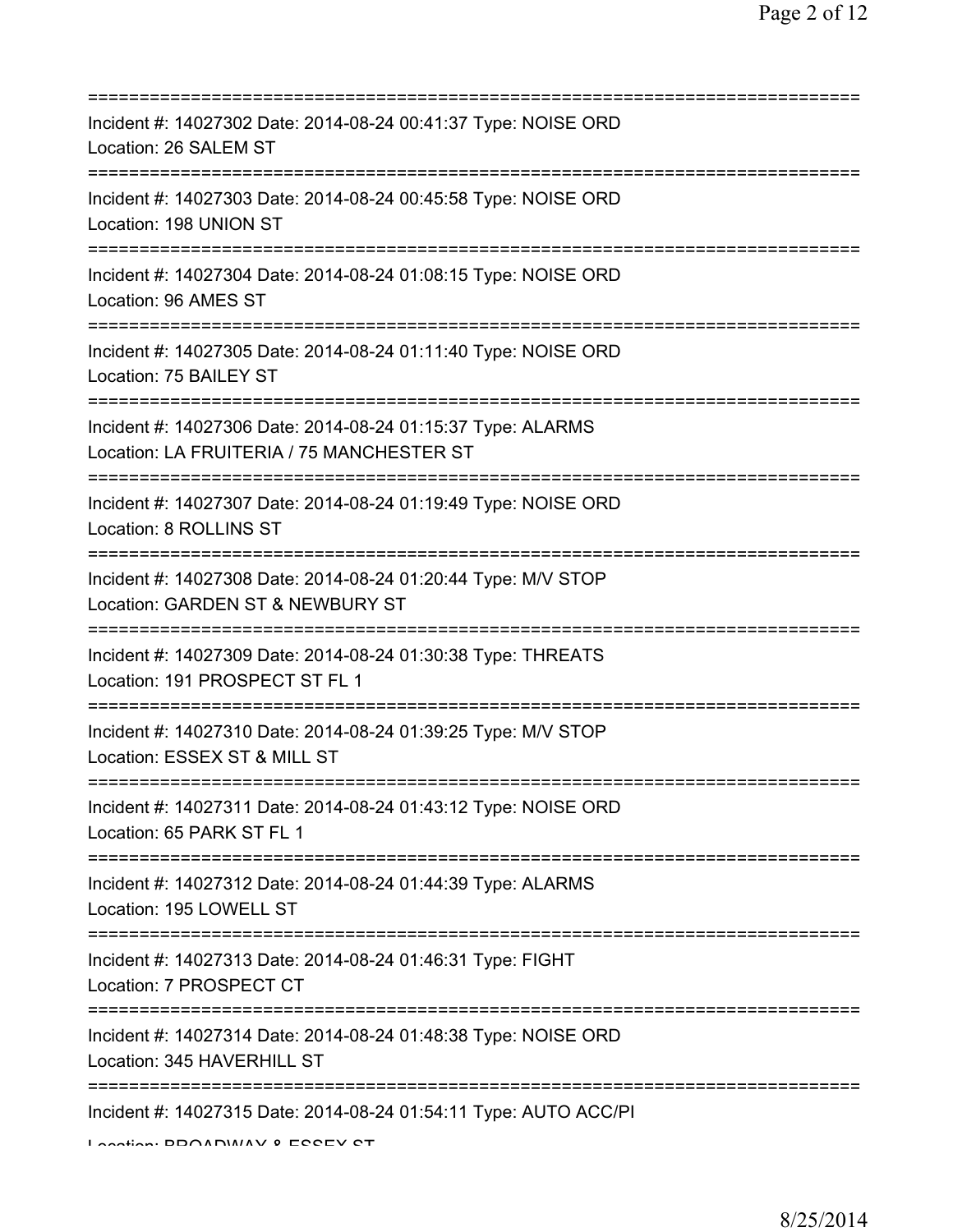===========================================================================

Incident #: 14027302 Date: 2014-08-24 00:41:37 Type: NOISE ORD
Location: 26 SALEM ST

===========================================================================

Incident #: 14027303 Date: 2014-08-24 00:45:58 Type: NOISE ORD
Location: 198 UNION ST

===========================================================================

Incident #: 14027304 Date: 2014-08-24 01:08:15 Type: NOISE ORD
Location: 96 AMES ST

===========================================================================

Incident #: 14027305 Date: 2014-08-24 01:11:40 Type: NOISE ORD
Location: 75 BAILEY ST

===========================================================================

Incident #: 14027306 Date: 2014-08-24 01:15:37 Type: ALARMS
Location: LA FRUITERIA / 75 MANCHESTER ST

===========================================================================

Incident #: 14027307 Date: 2014-08-24 01:19:49 Type: NOISE ORD
Location: 8 ROLLINS ST

===========================================================================

Incident #: 14027308 Date: 2014-08-24 01:20:44 Type: M/V STOP
Location: GARDEN ST & NEWBURY ST

===========================================================================

Incident #: 14027309 Date: 2014-08-24 01:30:38 Type: THREATS
Location: 191 PROSPECT ST FL 1

===========================================================================

Incident #: 14027310 Date: 2014-08-24 01:39:25 Type: M/V STOP
Location: ESSEX ST & MILL ST

===========================================================================

Incident #: 14027311 Date: 2014-08-24 01:43:12 Type: NOISE ORD
Location: 65 PARK ST FL 1

===========================================================================

Incident #: 14027312 Date: 2014-08-24 01:44:39 Type: ALARMS
Location: 195 LOWELL ST

===========================================================================

Incident #: 14027313 Date: 2014-08-24 01:46:31 Type: FIGHT
Location: 7 PROSPECT CT

===========================================================================

Incident #: 14027314 Date: 2014-08-24 01:48:38 Type: NOISE ORD
Location: 345 HAVERHILL ST

===========================================================================

Incident #: 14027315 Date: 2014-08-24 01:54:11 Type: AUTO ACC/PI
Location: BROADWAY & ESSEX ST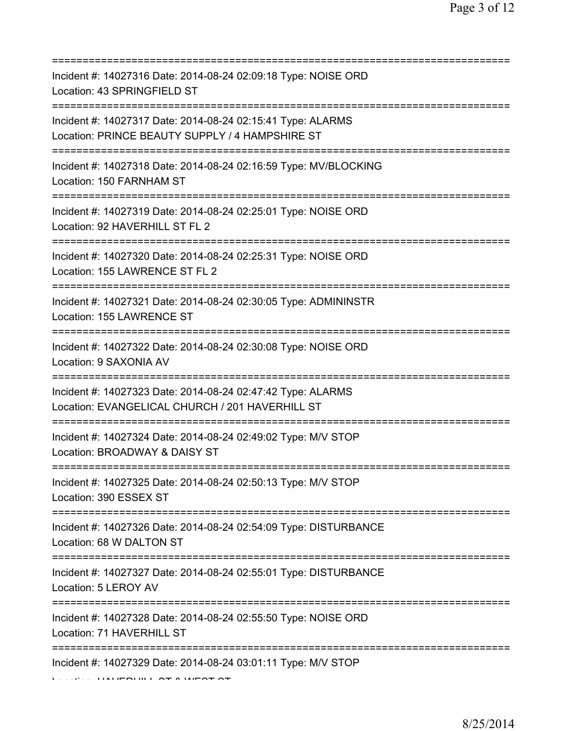===========================================================================

Incident #: 14027316 Date: 2014-08-24 02:09:18 Type: NOISE ORD
Location: 43 SPRINGFIELD ST

===========================================================================

Incident #: 14027317 Date: 2014-08-24 02:15:41 Type: ALARMS
Location: PRINCE BEAUTY SUPPLY / 4 HAMPSHIRE ST

===========================================================================

Incident #: 14027318 Date: 2014-08-24 02:16:59 Type: MV/BLOCKING
Location: 150 FARNHAM ST

===========================================================================

Incident #: 14027319 Date: 2014-08-24 02:25:01 Type: NOISE ORD
Location: 92 HAVERHILL ST FL 2

===========================================================================

Incident #: 14027320 Date: 2014-08-24 02:25:31 Type: NOISE ORD
Location: 155 LAWRENCE ST FL 2

===========================================================================

Incident #: 14027321 Date: 2014-08-24 02:30:05 Type: ADMININSTR
Location: 155 LAWRENCE ST

===========================================================================

Incident #: 14027322 Date: 2014-08-24 02:30:08 Type: NOISE ORD
Location: 9 SAXONIA AV

===========================================================================

Incident #: 14027323 Date: 2014-08-24 02:47:42 Type: ALARMS
Location: EVANGELICAL CHURCH / 201 HAVERHILL ST

===========================================================================

Incident #: 14027324 Date: 2014-08-24 02:49:02 Type: M/V STOP
Location: BROADWAY & DAISY ST

===========================================================================

Incident #: 14027325 Date: 2014-08-24 02:50:13 Type: M/V STOP
Location: 390 ESSEX ST

===========================================================================

Incident #: 14027326 Date: 2014-08-24 02:54:09 Type: DISTURBANCE
Location: 68 W DALTON ST

===========================================================================

Incident #: 14027327 Date: 2014-08-24 02:55:01 Type: DISTURBANCE
Location: 5 LEROY AV

===========================================================================

Incident #: 14027328 Date: 2014-08-24 02:55:50 Type: NOISE ORD
Location: 71 HAVERHILL ST

===========================================================================

Incident #: 14027329 Date: 2014-08-24 03:01:11 Type: M/V STOP
Location: HAVERHILL ST & WEST ST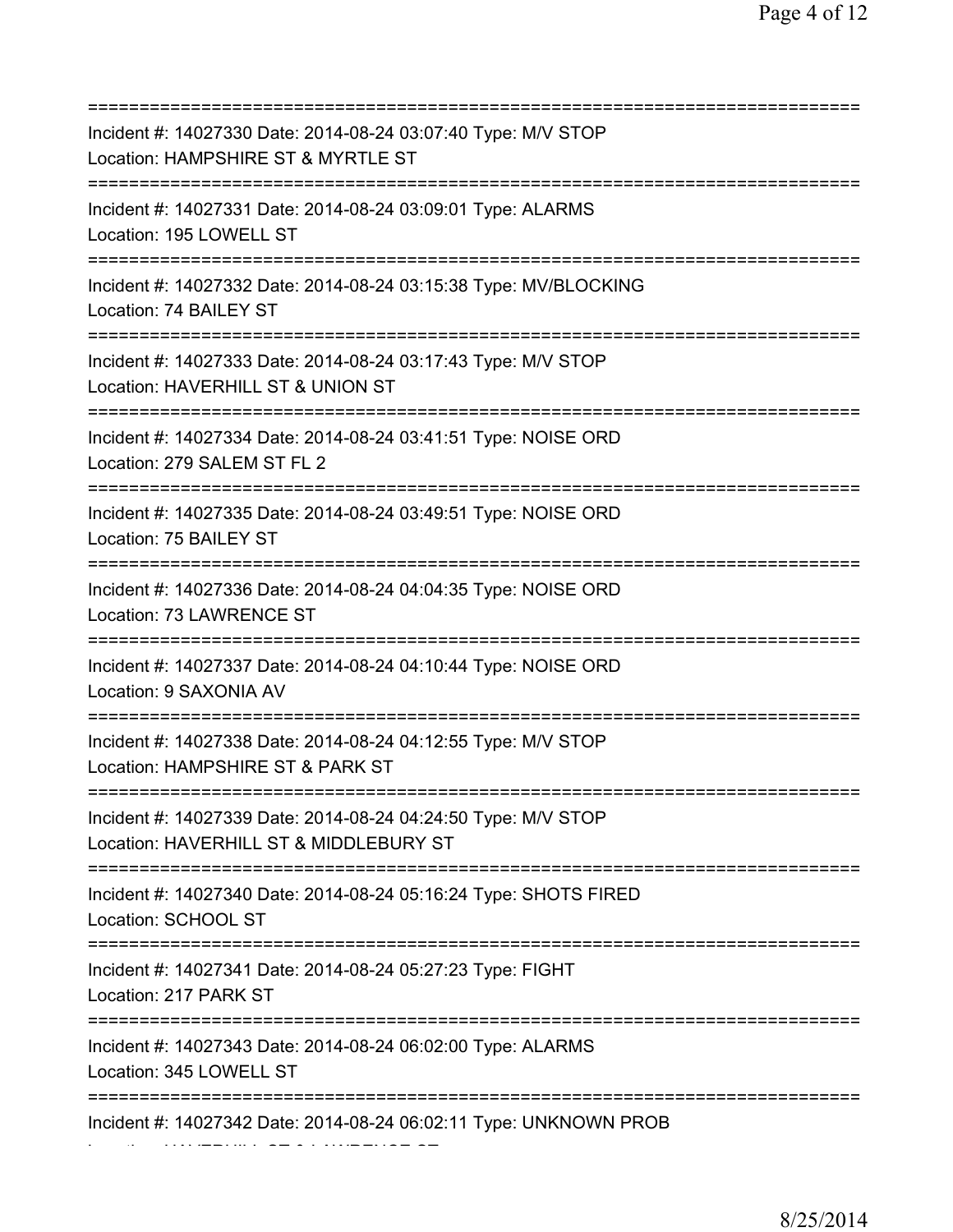===========================================================================
Incident #: 14027330 Date: 2014-08-24 03:07:40 Type: M/V STOP
Location: HAMPSHIRE ST & MYRTLE ST
===========================================================================
Incident #: 14027331 Date: 2014-08-24 03:09:01 Type: ALARMS
Location: 195 LOWELL ST
===========================================================================
Incident #: 14027332 Date: 2014-08-24 03:15:38 Type: MV/BLOCKING
Location: 74 BAILEY ST
===========================================================================
Incident #: 14027333 Date: 2014-08-24 03:17:43 Type: M/V STOP
Location: HAVERHILL ST & UNION ST
===========================================================================
Incident #: 14027334 Date: 2014-08-24 03:41:51 Type: NOISE ORD
Location: 279 SALEM ST FL 2
===========================================================================
Incident #: 14027335 Date: 2014-08-24 03:49:51 Type: NOISE ORD
Location: 75 BAILEY ST
===========================================================================
Incident #: 14027336 Date: 2014-08-24 04:04:35 Type: NOISE ORD
Location: 73 LAWRENCE ST
===========================================================================
Incident #: 14027337 Date: 2014-08-24 04:10:44 Type: NOISE ORD
Location: 9 SAXONIA AV
===========================================================================
Incident #: 14027338 Date: 2014-08-24 04:12:55 Type: M/V STOP
Location: HAMPSHIRE ST & PARK ST
===========================================================================
Incident #: 14027339 Date: 2014-08-24 04:24:50 Type: M/V STOP
Location: HAVERHILL ST & MIDDLEBURY ST
===========================================================================
Incident #: 14027340 Date: 2014-08-24 05:16:24 Type: SHOTS FIRED
Location: SCHOOL ST
===========================================================================
Incident #: 14027341 Date: 2014-08-24 05:27:23 Type: FIGHT
Location: 217 PARK ST
===========================================================================
Incident #: 14027343 Date: 2014-08-24 06:02:00 Type: ALARMS
Location: 345 LOWELL ST
===========================================================================
Incident #: 14027342 Date: 2014-08-24 06:02:11 Type: UNKNOWN PROB
Location: HAVERHILL ST & LAWRENCE ST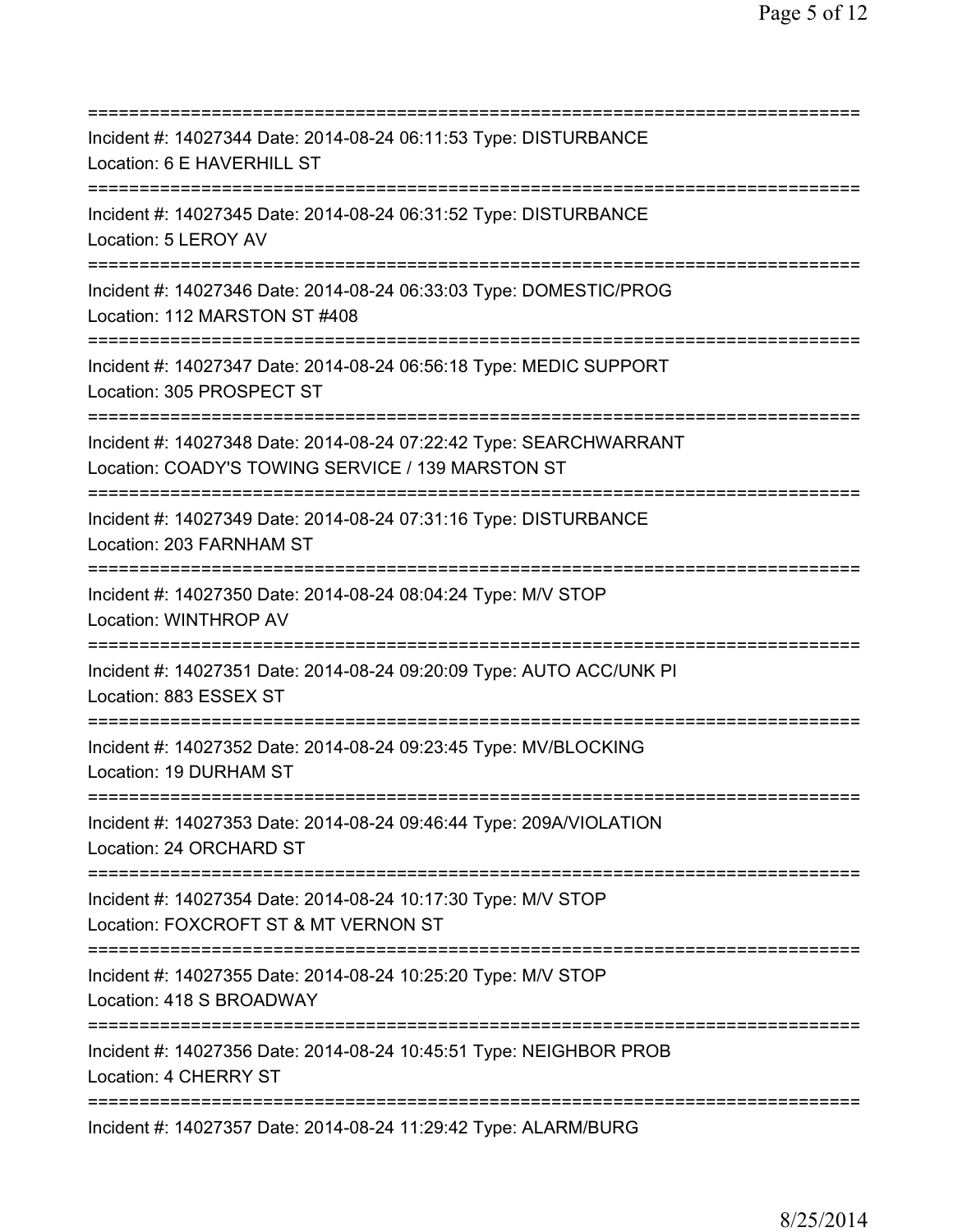==============================================================================
Incident #: 14027344 Date: 2014-08-24 06:11:53 Type: DISTURBANCE
Location: 6 E HAVERHILL ST
==============================================================================
Incident #: 14027345 Date: 2014-08-24 06:31:52 Type: DISTURBANCE
Location: 5 LEROY AV
==============================================================================
Incident #: 14027346 Date: 2014-08-24 06:33:03 Type: DOMESTIC/PROG
Location: 112 MARSTON ST #408
==============================================================================
Incident #: 14027347 Date: 2014-08-24 06:56:18 Type: MEDIC SUPPORT
Location: 305 PROSPECT ST
==============================================================================
Incident #: 14027348 Date: 2014-08-24 07:22:42 Type: SEARCHWARRANT
Location: COADY'S TOWING SERVICE / 139 MARSTON ST
==============================================================================
Incident #: 14027349 Date: 2014-08-24 07:31:16 Type: DISTURBANCE
Location: 203 FARNHAM ST
==============================================================================
Incident #: 14027350 Date: 2014-08-24 08:04:24 Type: M/V STOP
Location: WINTHROP AV
==============================================================================
Incident #: 14027351 Date: 2014-08-24 09:20:09 Type: AUTO ACC/UNK PI
Location: 883 ESSEX ST
==============================================================================
Incident #: 14027352 Date: 2014-08-24 09:23:45 Type: MV/BLOCKING
Location: 19 DURHAM ST
==============================================================================
Incident #: 14027353 Date: 2014-08-24 09:46:44 Type: 209A/VIOLATION
Location: 24 ORCHARD ST
==============================================================================
Incident #: 14027354 Date: 2014-08-24 10:17:30 Type: M/V STOP
Location: FOXCROFT ST & MT VERNON ST
==============================================================================
Incident #: 14027355 Date: 2014-08-24 10:25:20 Type: M/V STOP
Location: 418 S BROADWAY
==============================================================================
Incident #: 14027356 Date: 2014-08-24 10:45:51 Type: NEIGHBOR PROB
Location: 4 CHERRY ST
==============================================================================
Incident #: 14027357 Date: 2014-08-24 11:29:42 Type: ALARM/BURG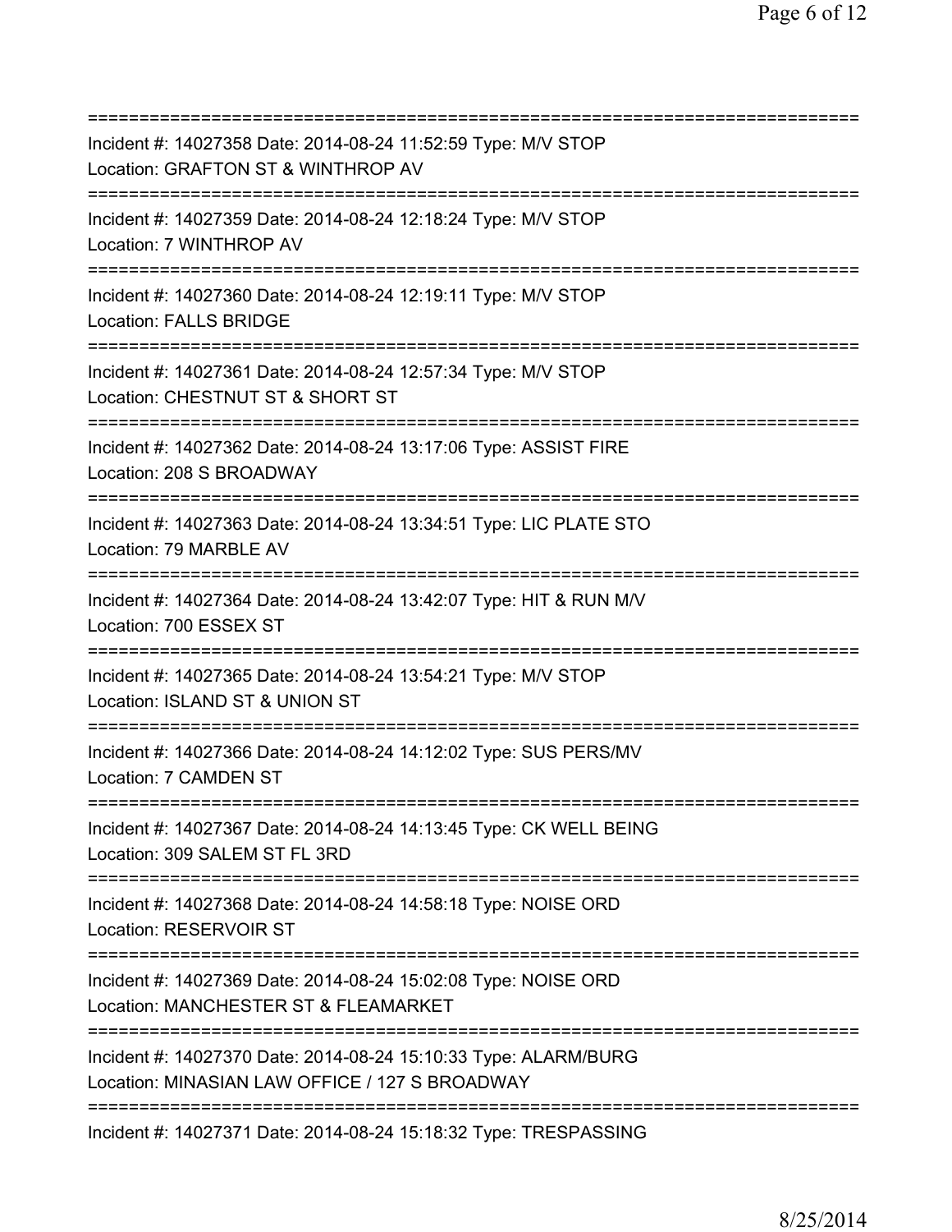===========================================================================
Incident #: 14027358 Date: 2014-08-24 11:52:59 Type: M/V STOP
Location: GRAFTON ST & WINTHROP AV
===========================================================================
Incident #: 14027359 Date: 2014-08-24 12:18:24 Type: M/V STOP
Location: 7 WINTHROP AV
===========================================================================
Incident #: 14027360 Date: 2014-08-24 12:19:11 Type: M/V STOP
Location: FALLS BRIDGE
===========================================================================
Incident #: 14027361 Date: 2014-08-24 12:57:34 Type: M/V STOP
Location: CHESTNUT ST & SHORT ST
===========================================================================
Incident #: 14027362 Date: 2014-08-24 13:17:06 Type: ASSIST FIRE
Location: 208 S BROADWAY
===========================================================================
Incident #: 14027363 Date: 2014-08-24 13:34:51 Type: LIC PLATE STO
Location: 79 MARBLE AV
===========================================================================
Incident #: 14027364 Date: 2014-08-24 13:42:07 Type: HIT & RUN M/V
Location: 700 ESSEX ST
===========================================================================
Incident #: 14027365 Date: 2014-08-24 13:54:21 Type: M/V STOP
Location: ISLAND ST & UNION ST
===========================================================================
Incident #: 14027366 Date: 2014-08-24 14:12:02 Type: SUS PERS/MV
Location: 7 CAMDEN ST
===========================================================================
Incident #: 14027367 Date: 2014-08-24 14:13:45 Type: CK WELL BEING
Location: 309 SALEM ST FL 3RD
===========================================================================
Incident #: 14027368 Date: 2014-08-24 14:58:18 Type: NOISE ORD
Location: RESERVOIR ST
===========================================================================
Incident #: 14027369 Date: 2014-08-24 15:02:08 Type: NOISE ORD
Location: MANCHESTER ST & FLEAMARKET
===========================================================================
Incident #: 14027370 Date: 2014-08-24 15:10:33 Type: ALARM/BURG
Location: MINASIAN LAW OFFICE / 127 S BROADWAY
===========================================================================
Incident #: 14027371 Date: 2014-08-24 15:18:32 Type: TRESPASSING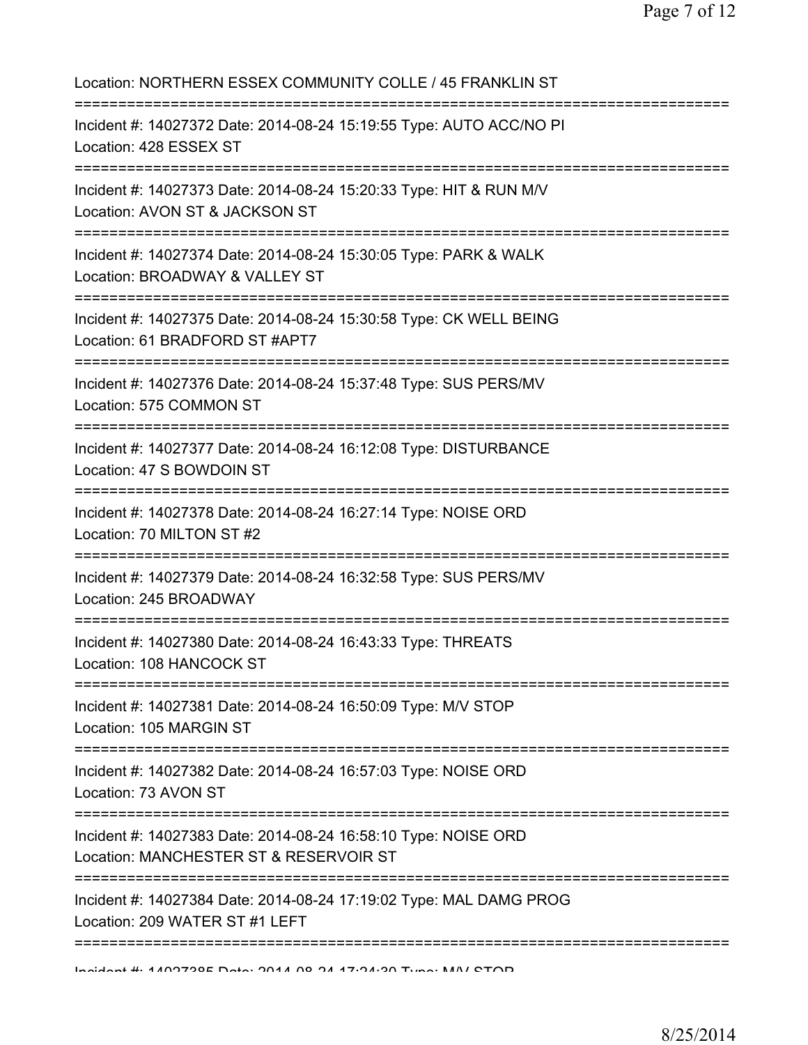Location: NORTHERN ESSEX COMMUNITY COLLE / 45 FRANKLIN ST

===========================================================================

Incident #: 14027372 Date: 2014-08-24 15:19:55 Type: AUTO ACC/NO PI
Location: 428 ESSEX ST

===========================================================================

Incident #: 14027373 Date: 2014-08-24 15:20:33 Type: HIT & RUN M/V
Location: AVON ST & JACKSON ST

===========================================================================

Incident #: 14027374 Date: 2014-08-24 15:30:05 Type: PARK & WALK
Location: BROADWAY & VALLEY ST

===========================================================================

Incident #: 14027375 Date: 2014-08-24 15:30:58 Type: CK WELL BEING
Location: 61 BRADFORD ST #APT7

===========================================================================

Incident #: 14027376 Date: 2014-08-24 15:37:48 Type: SUS PERS/MV
Location: 575 COMMON ST

===========================================================================

Incident #: 14027377 Date: 2014-08-24 16:12:08 Type: DISTURBANCE
Location: 47 S BOWDOIN ST

===========================================================================

Incident #: 14027378 Date: 2014-08-24 16:27:14 Type: NOISE ORD
Location: 70 MILTON ST #2

===========================================================================

Incident #: 14027379 Date: 2014-08-24 16:32:58 Type: SUS PERS/MV
Location: 245 BROADWAY

===========================================================================

Incident #: 14027380 Date: 2014-08-24 16:43:33 Type: THREATS
Location: 108 HANCOCK ST

===========================================================================

Incident #: 14027381 Date: 2014-08-24 16:50:09 Type: M/V STOP
Location: 105 MARGIN ST

===========================================================================

Incident #: 14027382 Date: 2014-08-24 16:57:03 Type: NOISE ORD
Location: 73 AVON ST

===========================================================================

Incident #: 14027383 Date: 2014-08-24 16:58:10 Type: NOISE ORD
Location: MANCHESTER ST & RESERVOIR ST

===========================================================================

Incident #: 14027384 Date: 2014-08-24 17:19:02 Type: MAL DAMG PROG
Location: 209 WATER ST #1 LEFT

===========================================================================

Incident #: 14027385 Date: 2014-08-24 17:24:30 Type: M/V STOP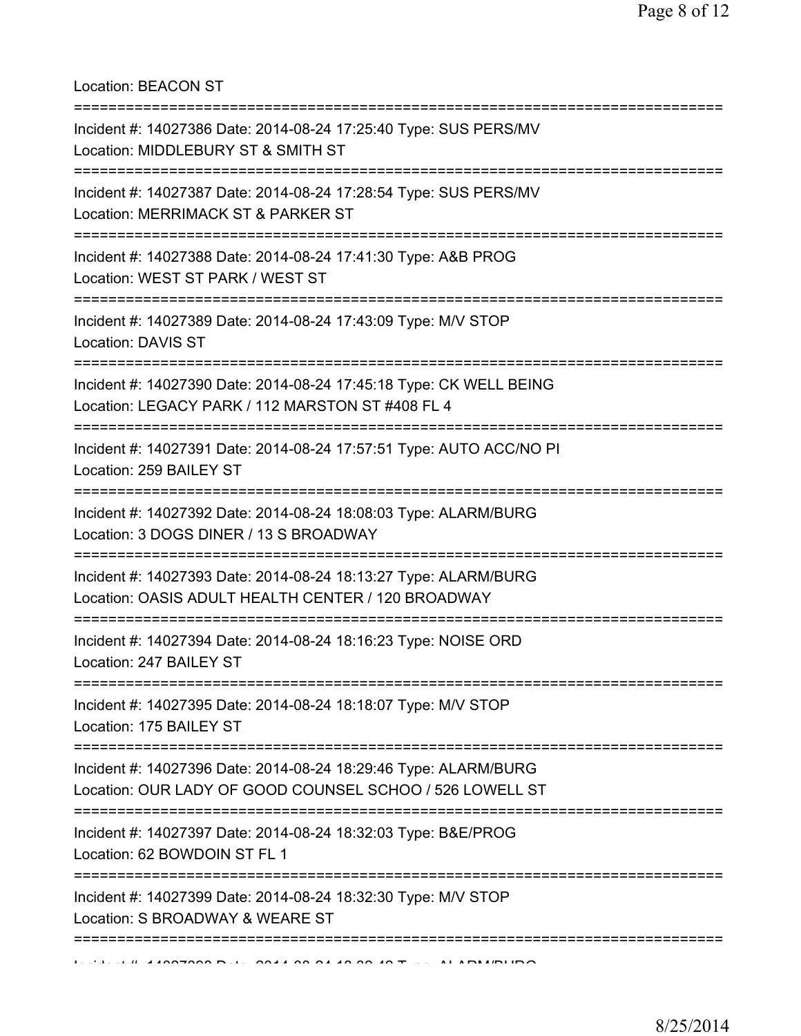Location: BEACON ST

===========================================================================

Incident #: 14027386 Date: 2014-08-24 17:25:40 Type: SUS PERS/MV
Location: MIDDLEBURY ST & SMITH ST

===========================================================================

Incident #: 14027387 Date: 2014-08-24 17:28:54 Type: SUS PERS/MV
Location: MERRIMACK ST & PARKER ST

===========================================================================

Incident #: 14027388 Date: 2014-08-24 17:41:30 Type: A&B PROG
Location: WEST ST PARK / WEST ST

===========================================================================

Incident #: 14027389 Date: 2014-08-24 17:43:09 Type: M/V STOP
Location: DAVIS ST

===========================================================================

Incident #: 14027390 Date: 2014-08-24 17:45:18 Type: CK WELL BEING
Location: LEGACY PARK / 112 MARSTON ST #408 FL 4

===========================================================================

Incident #: 14027391 Date: 2014-08-24 17:57:51 Type: AUTO ACC/NO PI
Location: 259 BAILEY ST

===========================================================================

Incident #: 14027392 Date: 2014-08-24 18:08:03 Type: ALARM/BURG
Location: 3 DOGS DINER / 13 S BROADWAY

===========================================================================

Incident #: 14027393 Date: 2014-08-24 18:13:27 Type: ALARM/BURG
Location: OASIS ADULT HEALTH CENTER / 120 BROADWAY

===========================================================================

Incident #: 14027394 Date: 2014-08-24 18:16:23 Type: NOISE ORD
Location: 247 BAILEY ST

===========================================================================

Incident #: 14027395 Date: 2014-08-24 18:18:07 Type: M/V STOP
Location: 175 BAILEY ST

===========================================================================

Incident #: 14027396 Date: 2014-08-24 18:29:46 Type: ALARM/BURG
Location: OUR LADY OF GOOD COUNSEL SCHOO / 526 LOWELL ST

===========================================================================

Incident #: 14027397 Date: 2014-08-24 18:32:03 Type: B&E/PROG
Location: 62 BOWDOIN ST FL 1

===========================================================================

Incident #: 14027399 Date: 2014-08-24 18:32:30 Type: M/V STOP
Location: S BROADWAY & WEARE ST

===========================================================================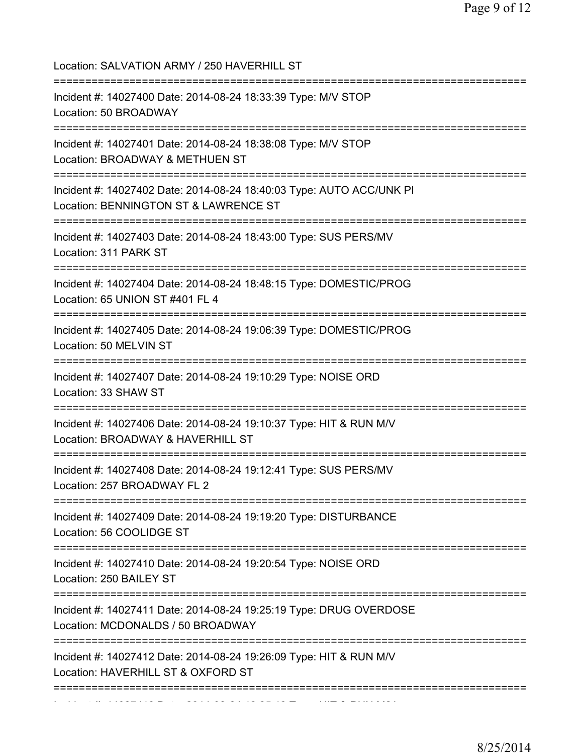Location: SALVATION ARMY / 250 HAVERHILL ST

===========================================================================

Incident #: 14027400 Date: 2014-08-24 18:33:39 Type: M/V STOP

Location: 50 BROADWAY

===========================================================================

Incident #: 14027401 Date: 2014-08-24 18:38:08 Type: M/V STOP

Location: BROADWAY & METHUEN ST

===========================================================================

Incident #: 14027402 Date: 2014-08-24 18:40:03 Type: AUTO ACC/UNK PI

Location: BENNINGTON ST & LAWRENCE ST

===========================================================================

Incident #: 14027403 Date: 2014-08-24 18:43:00 Type: SUS PERS/MV

Location: 311 PARK ST

===========================================================================

Incident #: 14027404 Date: 2014-08-24 18:48:15 Type: DOMESTIC/PROG

Location: 65 UNION ST #401 FL 4

===========================================================================

Incident #: 14027405 Date: 2014-08-24 19:06:39 Type: DOMESTIC/PROG

Location: 50 MELVIN ST

===========================================================================

Incident #: 14027407 Date: 2014-08-24 19:10:29 Type: NOISE ORD

Location: 33 SHAW ST

===========================================================================

Incident #: 14027406 Date: 2014-08-24 19:10:37 Type: HIT & RUN M/V

Location: BROADWAY & HAVERHILL ST

===========================================================================

Incident #: 14027408 Date: 2014-08-24 19:12:41 Type: SUS PERS/MV

Location: 257 BROADWAY FL 2

===========================================================================

Incident #: 14027409 Date: 2014-08-24 19:19:20 Type: DISTURBANCE

Location: 56 COOLIDGE ST

===========================================================================

Incident #: 14027410 Date: 2014-08-24 19:20:54 Type: NOISE ORD

Location: 250 BAILEY ST

===========================================================================

Incident #: 14027411 Date: 2014-08-24 19:25:19 Type: DRUG OVERDOSE

Location: MCDONALDS / 50 BROADWAY

===========================================================================

Incident #: 14027412 Date: 2014-08-24 19:26:09 Type: HIT & RUN M/V

Location: HAVERHILL ST & OXFORD ST

===========================================================================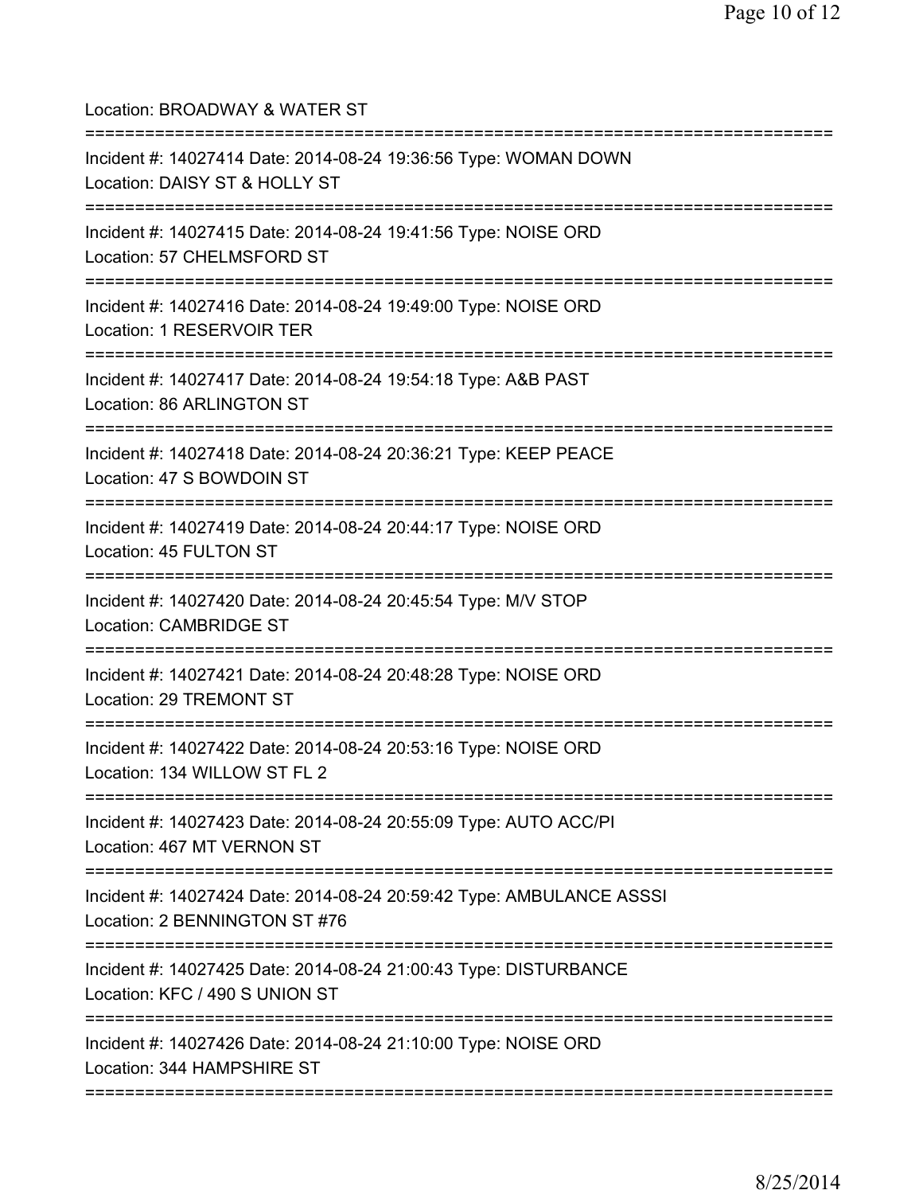Location: BROADWAY & WATER ST

===========================================================================

Incident #: 14027414 Date: 2014-08-24 19:36:56 Type: WOMAN DOWN
Location: DAISY ST & HOLLY ST

===========================================================================

Incident #: 14027415 Date: 2014-08-24 19:41:56 Type: NOISE ORD
Location: 57 CHELMSFORD ST

===========================================================================

Incident #: 14027416 Date: 2014-08-24 19:49:00 Type: NOISE ORD
Location: 1 RESERVOIR TER

===========================================================================

Incident #: 14027417 Date: 2014-08-24 19:54:18 Type: A&B PAST
Location: 86 ARLINGTON ST

===========================================================================

Incident #: 14027418 Date: 2014-08-24 20:36:21 Type: KEEP PEACE
Location: 47 S BOWDOIN ST

===========================================================================

Incident #: 14027419 Date: 2014-08-24 20:44:17 Type: NOISE ORD
Location: 45 FULTON ST

===========================================================================

Incident #: 14027420 Date: 2014-08-24 20:45:54 Type: M/V STOP
Location: CAMBRIDGE ST

===========================================================================

Incident #: 14027421 Date: 2014-08-24 20:48:28 Type: NOISE ORD
Location: 29 TREMONT ST

===========================================================================

Incident #: 14027422 Date: 2014-08-24 20:53:16 Type: NOISE ORD
Location: 134 WILLOW ST FL 2

===========================================================================

Incident #: 14027423 Date: 2014-08-24 20:55:09 Type: AUTO ACC/PI
Location: 467 MT VERNON ST

===========================================================================

Incident #: 14027424 Date: 2014-08-24 20:59:42 Type: AMBULANCE ASSSI
Location: 2 BENNINGTON ST #76

===========================================================================

Incident #: 14027425 Date: 2014-08-24 21:00:43 Type: DISTURBANCE
Location: KFC / 490 S UNION ST

===========================================================================

Incident #: 14027426 Date: 2014-08-24 21:10:00 Type: NOISE ORD
Location: 344 HAMPSHIRE ST

===========================================================================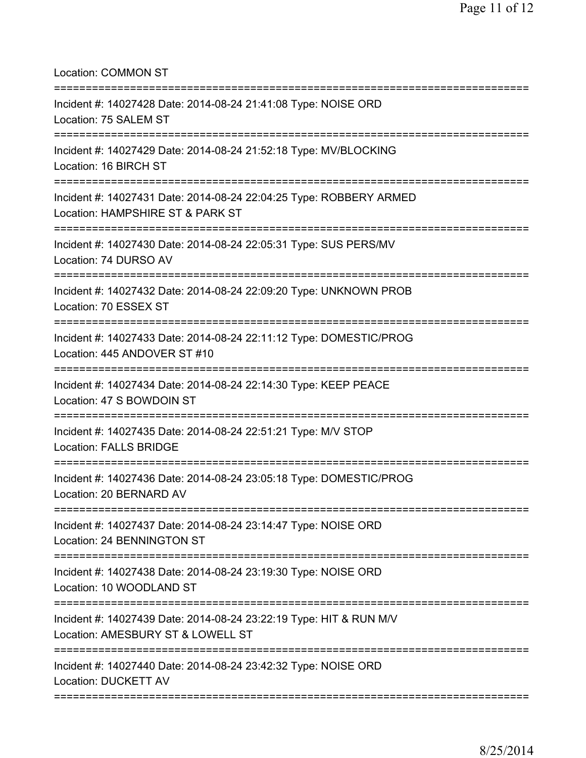Location: COMMON ST

===========================================================================

Incident #: 14027428 Date: 2014-08-24 21:41:08 Type: NOISE ORD
Location: 75 SALEM ST

===========================================================================

Incident #: 14027429 Date: 2014-08-24 21:52:18 Type: MV/BLOCKING
Location: 16 BIRCH ST

===========================================================================

Incident #: 14027431 Date: 2014-08-24 22:04:25 Type: ROBBERY ARMED
Location: HAMPSHIRE ST & PARK ST

===========================================================================

Incident #: 14027430 Date: 2014-08-24 22:05:31 Type: SUS PERS/MV
Location: 74 DURSO AV

===========================================================================

Incident #: 14027432 Date: 2014-08-24 22:09:20 Type: UNKNOWN PROB
Location: 70 ESSEX ST

===========================================================================

Incident #: 14027433 Date: 2014-08-24 22:11:12 Type: DOMESTIC/PROG
Location: 445 ANDOVER ST #10

===========================================================================

Incident #: 14027434 Date: 2014-08-24 22:14:30 Type: KEEP PEACE
Location: 47 S BOWDOIN ST

===========================================================================

Incident #: 14027435 Date: 2014-08-24 22:51:21 Type: M/V STOP
Location: FALLS BRIDGE

===========================================================================

Incident #: 14027436 Date: 2014-08-24 23:05:18 Type: DOMESTIC/PROG
Location: 20 BERNARD AV

===========================================================================

Incident #: 14027437 Date: 2014-08-24 23:14:47 Type: NOISE ORD
Location: 24 BENNINGTON ST

===========================================================================

Incident #: 14027438 Date: 2014-08-24 23:19:30 Type: NOISE ORD
Location: 10 WOODLAND ST

===========================================================================

Incident #: 14027439 Date: 2014-08-24 23:22:19 Type: HIT & RUN M/V
Location: AMESBURY ST & LOWELL ST

===========================================================================

Incident #: 14027440 Date: 2014-08-24 23:42:32 Type: NOISE ORD
Location: DUCKETT AV

===========================================================================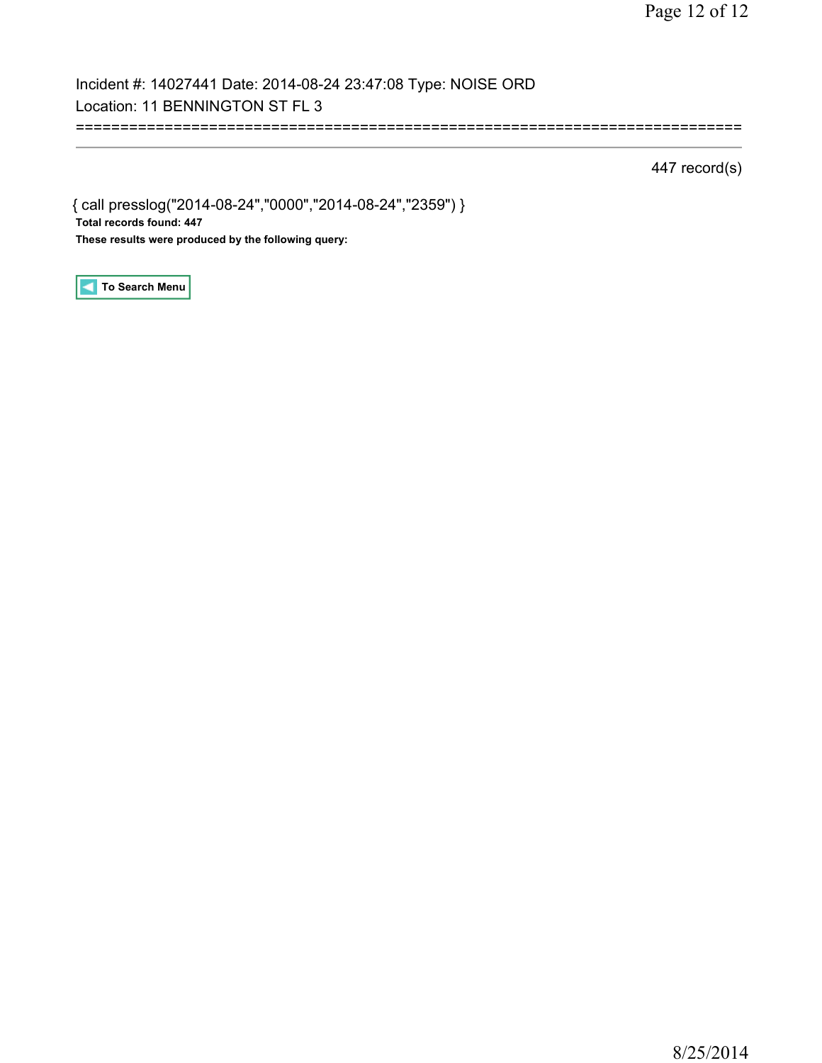Incident #: 14027441 Date: 2014-08-24 23:47:08 Type: NOISE ORD
Location: 11 BENNINGTON ST FL 3
===========================================================================

---

447 record(s)

{ call presslog("2014-08-24","0000","2014-08-24","2359") }

**Total records found: 447**

**These results were produced by the following query:**

**To Search Menu**